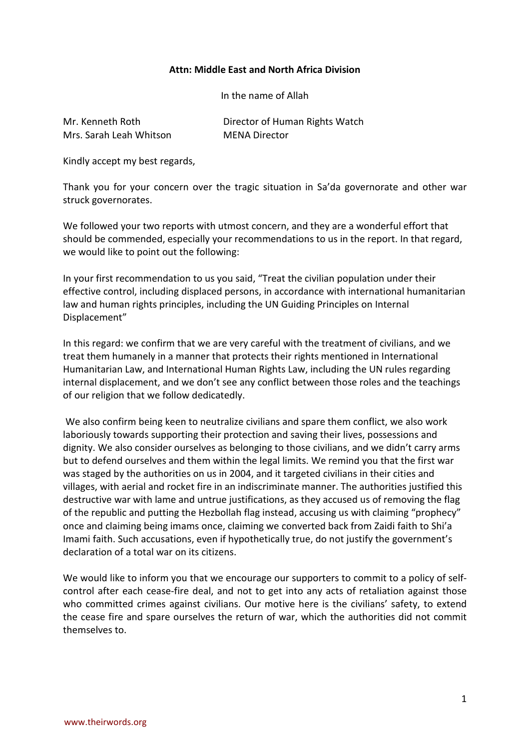**Attn: Middle East and North Africa Division**

In the name of Allah

Mr. Kenneth Roth — Director of Human Rights Watch
Mrs. Sarah Leah Whitson — MENA Director

Kindly accept my best regards,

Thank you for your concern over the tragic situation in Sa'da governorate and other war struck governorates.

We followed your two reports with utmost concern, and they are a wonderful effort that should be commended, especially your recommendations to us in the report. In that regard, we would like to point out the following:

In your first recommendation to us you said, "Treat the civilian population under their effective control, including displaced persons, in accordance with international humanitarian law and human rights principles, including the UN Guiding Principles on Internal Displacement"

In this regard: we confirm that we are very careful with the treatment of civilians, and we treat them humanely in a manner that protects their rights mentioned in International Humanitarian Law, and International Human Rights Law, including the UN rules regarding internal displacement, and we don't see any conflict between those roles and the teachings of our religion that we follow dedicatedly.

We also confirm being keen to neutralize civilians and spare them conflict, we also work laboriously towards supporting their protection and saving their lives, possessions and dignity. We also consider ourselves as belonging to those civilians, and we didn't carry arms but to defend ourselves and them within the legal limits. We remind you that the first war was staged by the authorities on us in 2004, and it targeted civilians in their cities and villages, with aerial and rocket fire in an indiscriminate manner. The authorities justified this destructive war with lame and untrue justifications, as they accused us of removing the flag of the republic and putting the Hezbollah flag instead, accusing us with claiming "prophecy" once and claiming being imams once, claiming we converted back from Zaidi faith to Shi'a Imami faith. Such accusations, even if hypothetically true, do not justify the government's declaration of a total war on its citizens.

We would like to inform you that we encourage our supporters to commit to a policy of self-control after each cease-fire deal, and not to get into any acts of retaliation against those who committed crimes against civilians. Our motive here is the civilians' safety, to extend the cease fire and spare ourselves the return of war, which the authorities did not commit themselves to.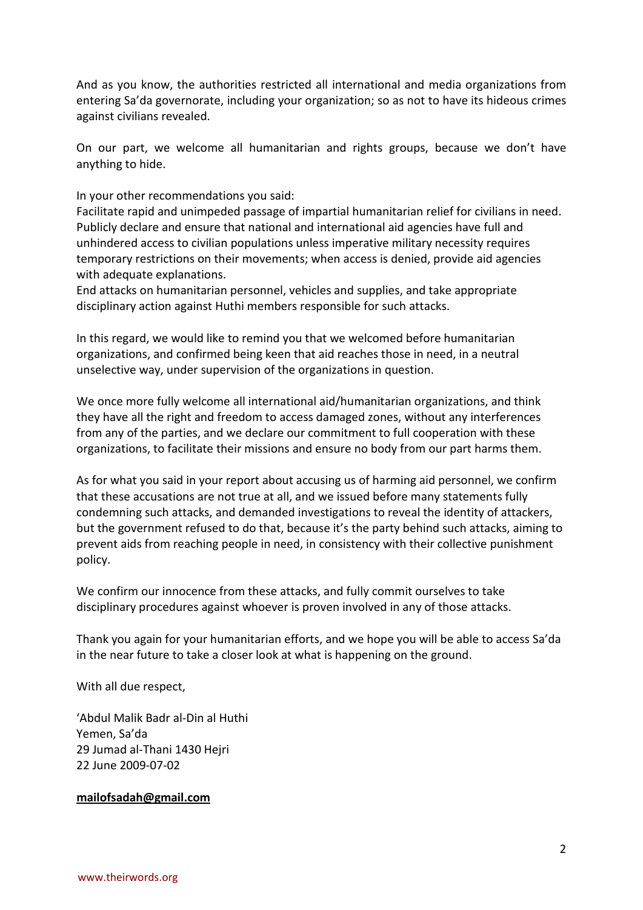And as you know, the authorities restricted all international and media organizations from entering Sa'da governorate, including your organization; so as not to have its hideous crimes against civilians revealed.

On our part, we welcome all humanitarian and rights groups, because we don't have anything to hide.

In your other recommendations you said:
Facilitate rapid and unimpeded passage of impartial humanitarian relief for civilians in need. Publicly declare and ensure that national and international aid agencies have full and unhindered access to civilian populations unless imperative military necessity requires temporary restrictions on their movements; when access is denied, provide aid agencies with adequate explanations.
End attacks on humanitarian personnel, vehicles and supplies, and take appropriate disciplinary action against Huthi members responsible for such attacks.

In this regard, we would like to remind you that we welcomed before humanitarian organizations, and confirmed being keen that aid reaches those in need, in a neutral unselective way, under supervision of the organizations in question.

We once more fully welcome all international aid/humanitarian organizations, and think they have all the right and freedom to access damaged zones, without any interferences from any of the parties, and we declare our commitment to full cooperation with these organizations, to facilitate their missions and ensure no body from our part harms them.

As for what you said in your report about accusing us of harming aid personnel, we confirm that these accusations are not true at all, and we issued before many statements fully condemning such attacks, and demanded investigations to reveal the identity of attackers, but the government refused to do that, because it's the party behind such attacks, aiming to prevent aids from reaching people in need, in consistency with their collective punishment policy.

We confirm our innocence from these attacks, and fully commit ourselves to take disciplinary procedures against whoever is proven involved in any of those attacks.

Thank you again for your humanitarian efforts, and we hope you will be able to access Sa'da in the near future to take a closer look at what is happening on the ground.

With all due respect,

'Abdul Malik Badr al-Din al Huthi
Yemen, Sa'da
29 Jumad al-Thani 1430 Hejri
22 June 2009-07-02

**mailofsadah@gmail.com**

www.theirwords.org